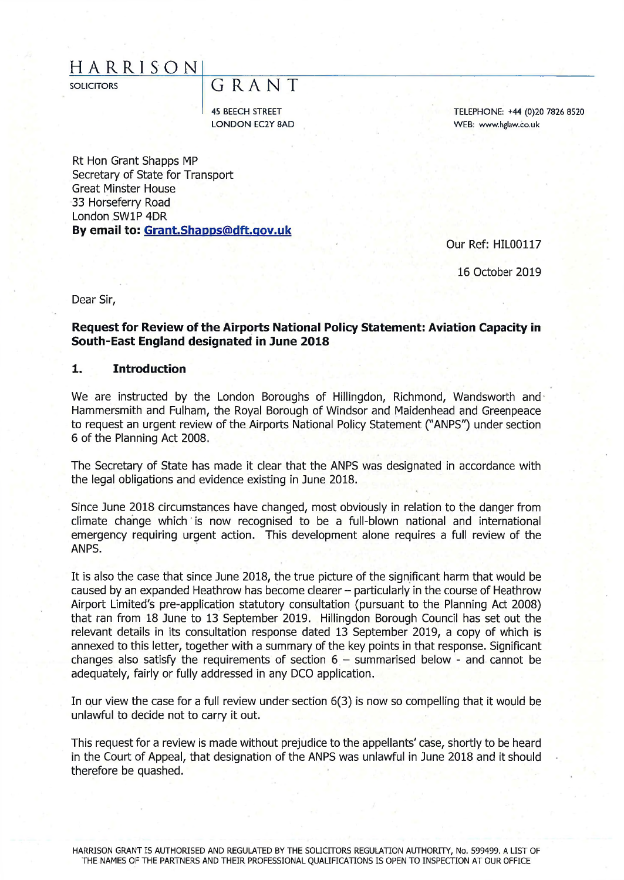HARRISON GRANT

SOLICITORS

45 BEECH STREET
LONDON EC2Y 8AD

TELEPHONE: +44 (0)20 7826 8520
WEB: www.hglaw.co.uk

Rt Hon Grant Shapps MP
Secretary of State for Transport
Great Minster House
33 Horseferry Road
London SW1P 4DR
**By email to: Grant.Shapps@dft.gov.uk**

Our Ref: HIL00117

16 October 2019

Dear Sir,

**Request for Review of the Airports National Policy Statement: Aviation Capacity in South-East England designated in June 2018**

## 1. Introduction

We are instructed by the London Boroughs of Hillingdon, Richmond, Wandsworth and Hammersmith and Fulham, the Royal Borough of Windsor and Maidenhead and Greenpeace to request an urgent review of the Airports National Policy Statement ("ANPS") under section 6 of the Planning Act 2008.

The Secretary of State has made it clear that the ANPS was designated in accordance with the legal obligations and evidence existing in June 2018.

Since June 2018 circumstances have changed, most obviously in relation to the danger from climate change which is now recognised to be a full-blown national and international emergency requiring urgent action. This development alone requires a full review of the ANPS.

It is also the case that since June 2018, the true picture of the significant harm that would be caused by an expanded Heathrow has become clearer – particularly in the course of Heathrow Airport Limited's pre-application statutory consultation (pursuant to the Planning Act 2008) that ran from 18 June to 13 September 2019. Hillingdon Borough Council has set out the relevant details in its consultation response dated 13 September 2019, a copy of which is annexed to this letter, together with a summary of the key points in that response. Significant changes also satisfy the requirements of section 6 – summarised below - and cannot be adequately, fairly or fully addressed in any DCO application.

In our view the case for a full review under section 6(3) is now so compelling that it would be unlawful to decide not to carry it out.

This request for a review is made without prejudice to the appellants' case, shortly to be heard in the Court of Appeal, that designation of the ANPS was unlawful in June 2018 and it should therefore be quashed.

HARRISON GRANT IS AUTHORISED AND REGULATED BY THE SOLICITORS REGULATION AUTHORITY, No. 599499. A LIST OF THE NAMES OF THE PARTNERS AND THEIR PROFESSIONAL QUALIFICATIONS IS OPEN TO INSPECTION AT OUR OFFICE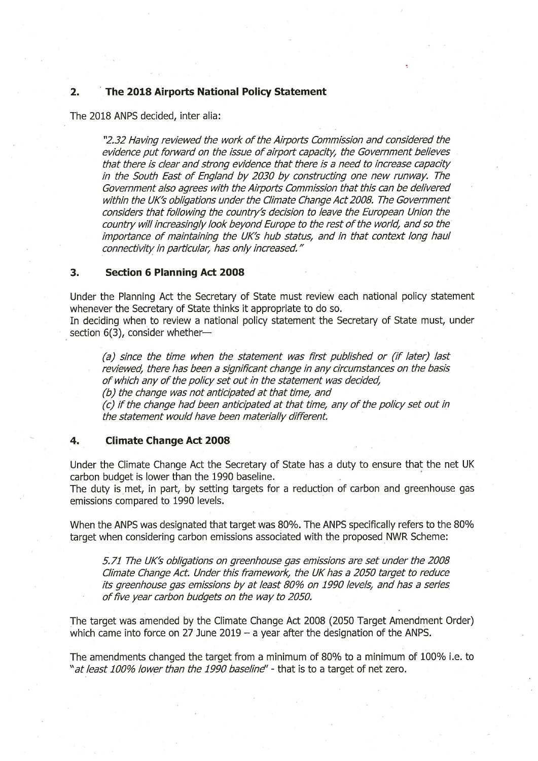## 2. The 2018 Airports National Policy Statement

The 2018 ANPS decided, inter alia:

> *"2.32 Having reviewed the work of the Airports Commission and considered the evidence put forward on the issue of airport capacity, the Government believes that there is clear and strong evidence that there is a need to increase capacity in the South East of England by 2030 by constructing one new runway. The Government also agrees with the Airports Commission that this can be delivered within the UK's obligations under the Climate Change Act 2008. The Government considers that following the country's decision to leave the European Union the country will increasingly look beyond Europe to the rest of the world, and so the importance of maintaining the UK's hub status, and in that context long haul connectivity in particular, has only increased."*

## 3. Section 6 Planning Act 2008

Under the Planning Act the Secretary of State must review each national policy statement whenever the Secretary of State thinks it appropriate to do so.
In deciding when to review a national policy statement the Secretary of State must, under section 6(3), consider whether—

> *(a) since the time when the statement was first published or (if later) last reviewed, there has been a significant change in any circumstances on the basis of which any of the policy set out in the statement was decided,*
> *(b) the change was not anticipated at that time, and*
> *(c) if the change had been anticipated at that time, any of the policy set out in the statement would have been materially different.*

## 4. Climate Change Act 2008

Under the Climate Change Act the Secretary of State has a duty to ensure that the net UK carbon budget is lower than the 1990 baseline.
The duty is met, in part, by setting targets for a reduction of carbon and greenhouse gas emissions compared to 1990 levels.

When the ANPS was designated that target was 80%. The ANPS specifically refers to the 80% target when considering carbon emissions associated with the proposed NWR Scheme:

> *5.71 The UK's obligations on greenhouse gas emissions are set under the 2008 Climate Change Act. Under this framework, the UK has a 2050 target to reduce its greenhouse gas emissions by at least 80% on 1990 levels, and has a series of five year carbon budgets on the way to 2050.*

The target was amended by the Climate Change Act 2008 (2050 Target Amendment Order) which came into force on 27 June 2019 – a year after the designation of the ANPS.

The amendments changed the target from a minimum of 80% to a minimum of 100% i.e. to "*at least 100% lower than the 1990 baseline*" - that is to a target of net zero.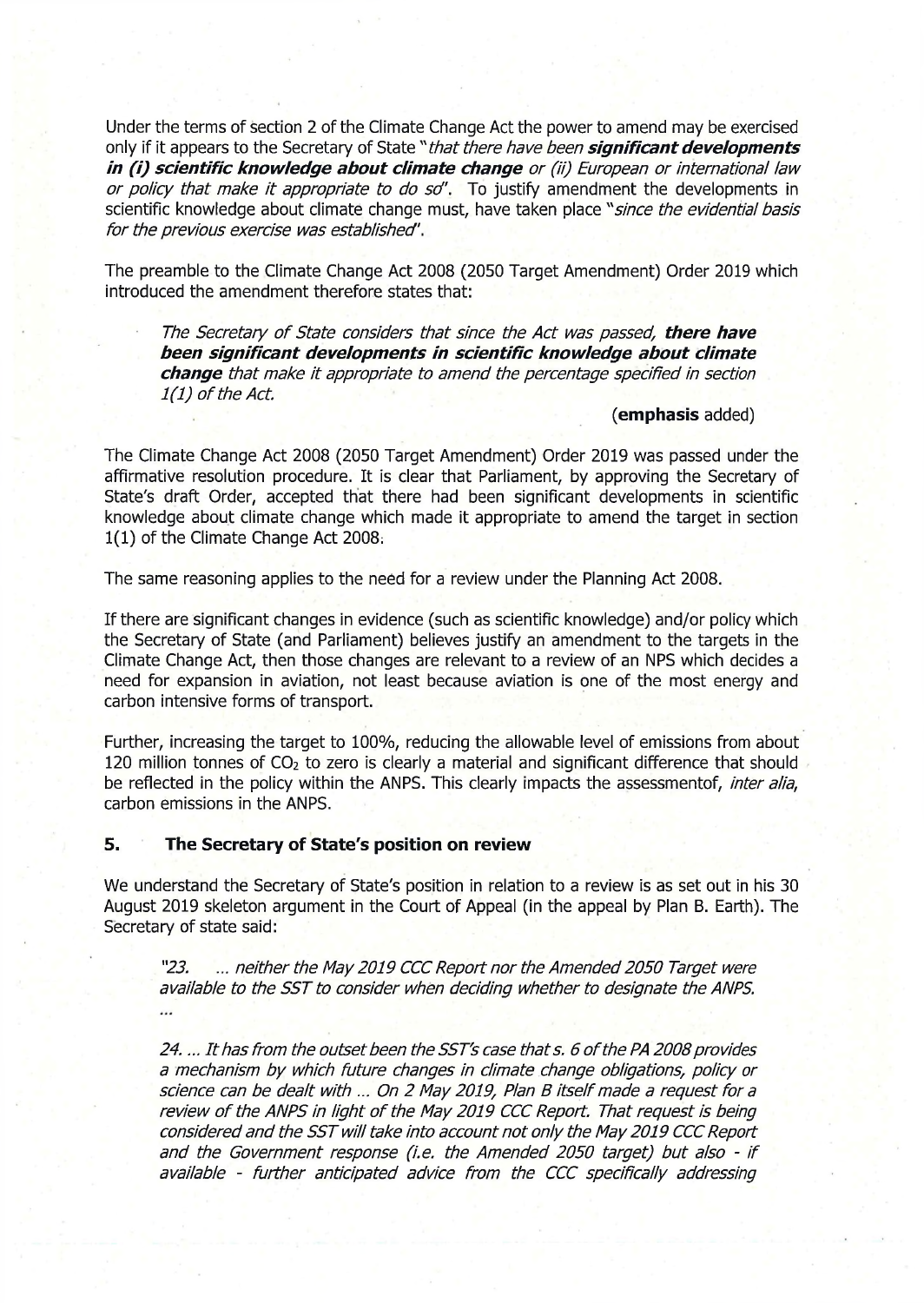Under the terms of section 2 of the Climate Change Act the power to amend may be exercised only if it appears to the Secretary of State "*that there have been* ***significant developments in (i) scientific knowledge about climate change*** *or (ii) European or international law or policy that make it appropriate to do so*". To justify amendment the developments in scientific knowledge about climate change must, have taken place "*since the evidential basis for the previous exercise was established*".

The preamble to the Climate Change Act 2008 (2050 Target Amendment) Order 2019 which introduced the amendment therefore states that:

> *The Secretary of State considers that since the Act was passed,* ***there have been significant developments in scientific knowledge about climate change*** *that make it appropriate to amend the percentage specified in section 1(1) of the Act.*
>
> (**emphasis** added)

The Climate Change Act 2008 (2050 Target Amendment) Order 2019 was passed under the affirmative resolution procedure. It is clear that Parliament, by approving the Secretary of State's draft Order, accepted that there had been significant developments in scientific knowledge about climate change which made it appropriate to amend the target in section 1(1) of the Climate Change Act 2008.

The same reasoning applies to the need for a review under the Planning Act 2008.

If there are significant changes in evidence (such as scientific knowledge) and/or policy which the Secretary of State (and Parliament) believes justify an amendment to the targets in the Climate Change Act, then those changes are relevant to a review of an NPS which decides a need for expansion in aviation, not least because aviation is one of the most energy and carbon intensive forms of transport.

Further, increasing the target to 100%, reducing the allowable level of emissions from about 120 million tonnes of $CO_2$ to zero is clearly a material and significant difference that should be reflected in the policy within the ANPS. This clearly impacts the assessmentof, *inter alia*, carbon emissions in the ANPS.

## 5. The Secretary of State's position on review

We understand the Secretary of State's position in relation to a review is as set out in his 30 August 2019 skeleton argument in the Court of Appeal (in the appeal by Plan B. Earth). The Secretary of state said:

> *"23. ... neither the May 2019 CCC Report nor the Amended 2050 Target were available to the SST to consider when deciding whether to designate the ANPS.*
>
> *...*
>
> *24. ... It has from the outset been the SST's case that s. 6 of the PA 2008 provides a mechanism by which future changes in climate change obligations, policy or science can be dealt with ... On 2 May 2019, Plan B itself made a request for a review of the ANPS in light of the May 2019 CCC Report. That request is being considered and the SST will take into account not only the May 2019 CCC Report and the Government response (i.e. the Amended 2050 target) but also - if available - further anticipated advice from the CCC specifically addressing*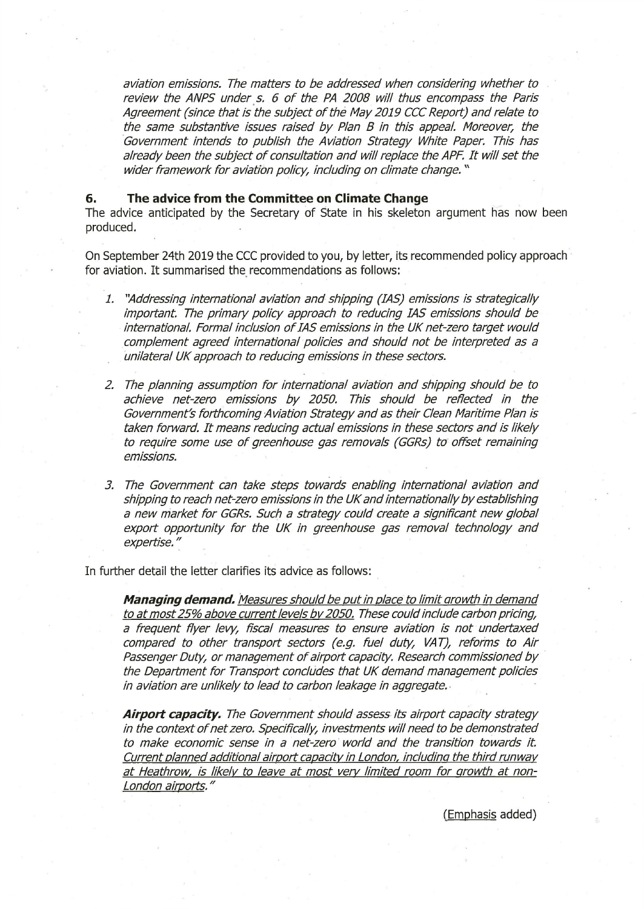*aviation emissions. The matters to be addressed when considering whether to review the ANPS under s. 6 of the PA 2008 will thus encompass the Paris Agreement (since that is the subject of the May 2019 CCC Report) and relate to the same substantive issues raised by Plan B in this appeal. Moreover, the Government intends to publish the Aviation Strategy White Paper. This has already been the subject of consultation and will replace the APF. It will set the wider framework for aviation policy, including on climate change."*

## 6. The advice from the Committee on Climate Change

The advice anticipated by the Secretary of State in his skeleton argument has now been produced.

On September 24th 2019 the CCC provided to you, by letter, its recommended policy approach for aviation. It summarised the recommendations as follows:

1. *"Addressing international aviation and shipping (IAS) emissions is strategically important. The primary policy approach to reducing IAS emissions should be international. Formal inclusion of IAS emissions in the UK net-zero target would complement agreed international policies and should not be interpreted as a unilateral UK approach to reducing emissions in these sectors.*

2. *The planning assumption for international aviation and shipping should be to achieve net-zero emissions by 2050. This should be reflected in the Government's forthcoming Aviation Strategy and as their Clean Maritime Plan is taken forward. It means reducing actual emissions in these sectors and is likely to require some use of greenhouse gas removals (GGRs) to offset remaining emissions.*

3. *The Government can take steps towards enabling international aviation and shipping to reach net-zero emissions in the UK and internationally by establishing a new market for GGRs. Such a strategy could create a significant new global export opportunity for the UK in greenhouse gas removal technology and expertise."*

In further detail the letter clarifies its advice as follows:

> ***Managing demand.*** *Measures should be put in place to limit growth in demand to at most 25% above current levels by 2050. These could include carbon pricing, a frequent flyer levy, fiscal measures to ensure aviation is not undertaxed compared to other transport sectors (e.g. fuel duty, VAT), reforms to Air Passenger Duty, or management of airport capacity. Research commissioned by the Department for Transport concludes that UK demand management policies in aviation are unlikely to lead to carbon leakage in aggregate.*
>
> ***Airport capacity.*** *The Government should assess its airport capacity strategy in the context of net zero. Specifically, investments will need to be demonstrated to make economic sense in a net-zero world and the transition towards it. Current planned additional airport capacity in London, including the third runway at Heathrow, is likely to leave at most very limited room for growth at non-London airports."*

(Emphasis added)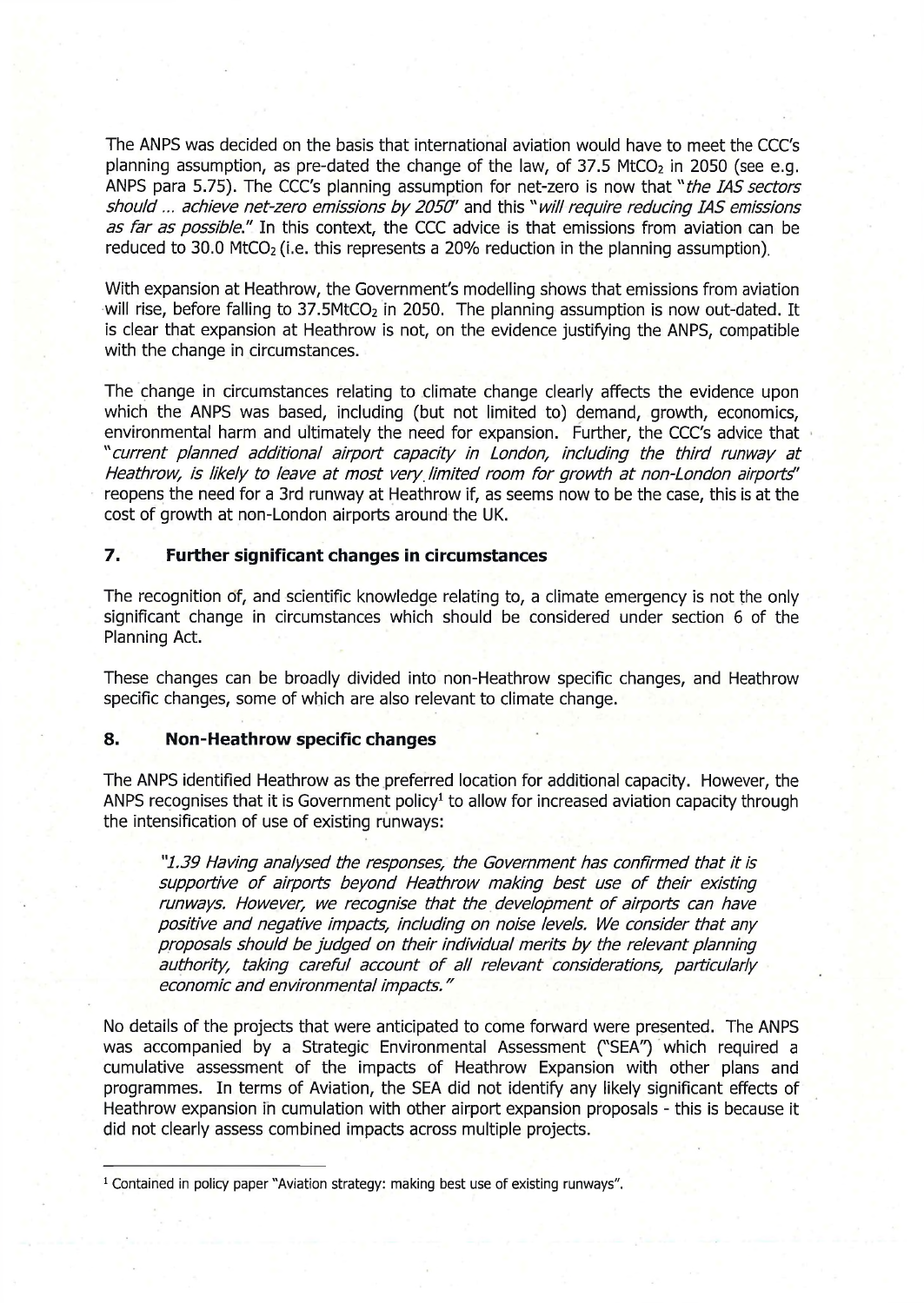The ANPS was decided on the basis that international aviation would have to meet the CCC's planning assumption, as pre-dated the change of the law, of 37.5 $MtCO_2$ in 2050 (see e.g. ANPS para 5.75). The CCC's planning assumption for net-zero is now that "*the IAS sectors should ... achieve net-zero emissions by 2050*" and this "*will require reducing IAS emissions as far as possible.*" In this context, the CCC advice is that emissions from aviation can be reduced to 30.0 $MtCO_2$ (i.e. this represents a 20% reduction in the planning assumption).

With expansion at Heathrow, the Government's modelling shows that emissions from aviation will rise, before falling to 37.5$MtCO_2$ in 2050. The planning assumption is now out-dated. It is clear that expansion at Heathrow is not, on the evidence justifying the ANPS, compatible with the change in circumstances.

The change in circumstances relating to climate change clearly affects the evidence upon which the ANPS was based, including (but not limited to) demand, growth, economics, environmental harm and ultimately the need for expansion. Further, the CCC's advice that "*current planned additional airport capacity in London, including the third runway at Heathrow, is likely to leave at most very limited room for growth at non-London airports*" reopens the need for a 3rd runway at Heathrow if, as seems now to be the case, this is at the cost of growth at non-London airports around the UK.

## 7. Further significant changes in circumstances

The recognition of, and scientific knowledge relating to, a climate emergency is not the only significant change in circumstances which should be considered under section 6 of the Planning Act.

These changes can be broadly divided into non-Heathrow specific changes, and Heathrow specific changes, some of which are also relevant to climate change.

## 8. Non-Heathrow specific changes

The ANPS identified Heathrow as the preferred location for additional capacity. However, the ANPS recognises that it is Government policy[1] to allow for increased aviation capacity through the intensification of use of existing runways:

> "*1.39 Having analysed the responses, the Government has confirmed that it is supportive of airports beyond Heathrow making best use of their existing runways. However, we recognise that the development of airports can have positive and negative impacts, including on noise levels. We consider that any proposals should be judged on their individual merits by the relevant planning authority, taking careful account of all relevant considerations, particularly economic and environmental impacts.*"

No details of the projects that were anticipated to come forward were presented. The ANPS was accompanied by a Strategic Environmental Assessment ("SEA") which required a cumulative assessment of the impacts of Heathrow Expansion with other plans and programmes. In terms of Aviation, the SEA did not identify any likely significant effects of Heathrow expansion in cumulation with other airport expansion proposals - this is because it did not clearly assess combined impacts across multiple projects.

---

[1] Contained in policy paper "Aviation strategy: making best use of existing runways".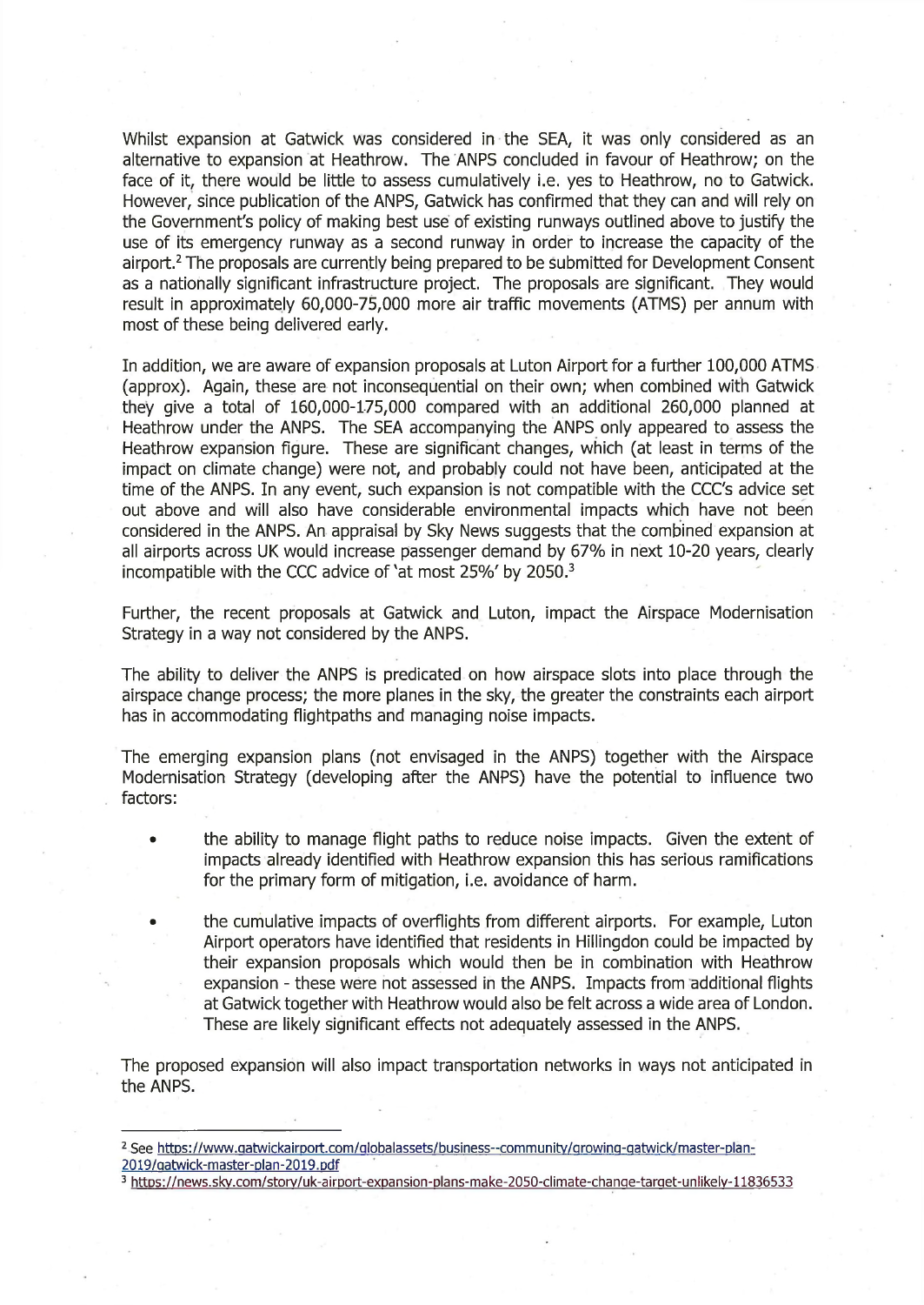Whilst expansion at Gatwick was considered in the SEA, it was only considered as an alternative to expansion at Heathrow. The ANPS concluded in favour of Heathrow; on the face of it, there would be little to assess cumulatively i.e. yes to Heathrow, no to Gatwick. However, since publication of the ANPS, Gatwick has confirmed that they can and will rely on the Government's policy of making best use of existing runways outlined above to justify the use of its emergency runway as a second runway in order to increase the capacity of the airport.[2] The proposals are currently being prepared to be submitted for Development Consent as a nationally significant infrastructure project. The proposals are significant. They would result in approximately 60,000-75,000 more air traffic movements (ATMS) per annum with most of these being delivered early.

In addition, we are aware of expansion proposals at Luton Airport for a further 100,000 ATMS (approx). Again, these are not inconsequential on their own; when combined with Gatwick they give a total of 160,000-175,000 compared with an additional 260,000 planned at Heathrow under the ANPS. The SEA accompanying the ANPS only appeared to assess the Heathrow expansion figure. These are significant changes, which (at least in terms of the impact on climate change) were not, and probably could not have been, anticipated at the time of the ANPS. In any event, such expansion is not compatible with the CCC's advice set out above and will also have considerable environmental impacts which have not been considered in the ANPS. An appraisal by Sky News suggests that the combined expansion at all airports across UK would increase passenger demand by 67% in next 10-20 years, clearly incompatible with the CCC advice of 'at most 25%' by 2050.[3]

Further, the recent proposals at Gatwick and Luton, impact the Airspace Modernisation Strategy in a way not considered by the ANPS.

The ability to deliver the ANPS is predicated on how airspace slots into place through the airspace change process; the more planes in the sky, the greater the constraints each airport has in accommodating flightpaths and managing noise impacts.

The emerging expansion plans (not envisaged in the ANPS) together with the Airspace Modernisation Strategy (developing after the ANPS) have the potential to influence two factors:

- the ability to manage flight paths to reduce noise impacts. Given the extent of impacts already identified with Heathrow expansion this has serious ramifications for the primary form of mitigation, i.e. avoidance of harm.
- the cumulative impacts of overflights from different airports. For example, Luton Airport operators have identified that residents in Hillingdon could be impacted by their expansion proposals which would then be in combination with Heathrow expansion - these were not assessed in the ANPS. Impacts from additional flights at Gatwick together with Heathrow would also be felt across a wide area of London. These are likely significant effects not adequately assessed in the ANPS.

The proposed expansion will also impact transportation networks in ways not anticipated in the ANPS.

---

[2] See https://www.gatwickairport.com/globalassets/business--community/growing-gatwick/master-plan-2019/gatwick-master-plan-2019.pdf

[3] https://news.sky.com/story/uk-airport-expansion-plans-make-2050-climate-change-target-unlikely-11836533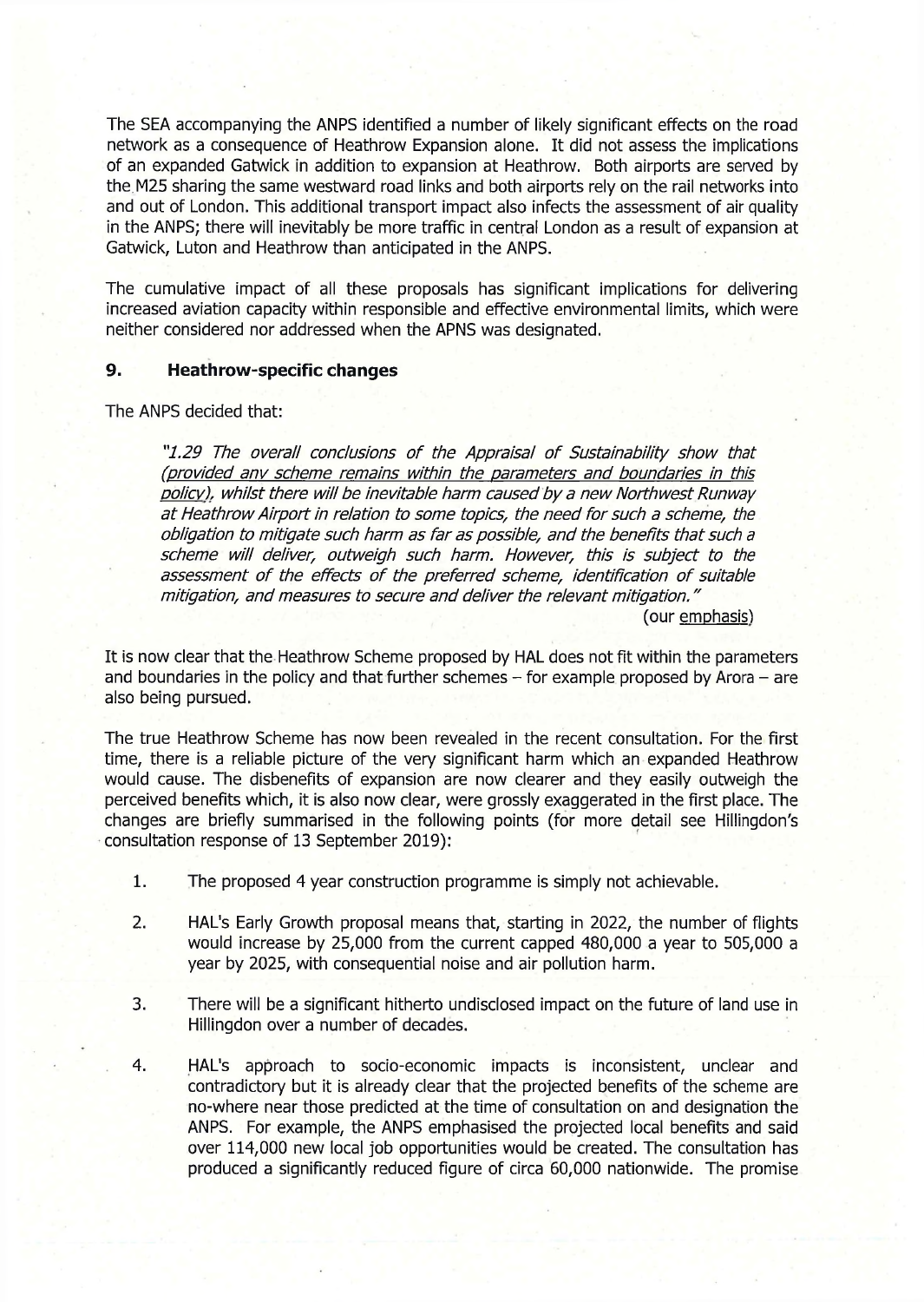The SEA accompanying the ANPS identified a number of likely significant effects on the road network as a consequence of Heathrow Expansion alone. It did not assess the implications of an expanded Gatwick in addition to expansion at Heathrow. Both airports are served by the M25 sharing the same westward road links and both airports rely on the rail networks into and out of London. This additional transport impact also infects the assessment of air quality in the ANPS; there will inevitably be more traffic in central London as a result of expansion at Gatwick, Luton and Heathrow than anticipated in the ANPS.

The cumulative impact of all these proposals has significant implications for delivering increased aviation capacity within responsible and effective environmental limits, which were neither considered nor addressed when the APNS was designated.

## 9. Heathrow-specific changes

The ANPS decided that:

> *"1.29 The overall conclusions of the Appraisal of Sustainability show that <u>(provided any scheme remains within the parameters and boundaries in this policy)</u>, whilst there will be inevitable harm caused by a new Northwest Runway at Heathrow Airport in relation to some topics, the need for such a scheme, the obligation to mitigate such harm as far as possible, and the benefits that such a scheme will deliver, outweigh such harm. However, this is subject to the assessment of the effects of the preferred scheme, identification of suitable mitigation, and measures to secure and deliver the relevant mitigation."*
>
> (our <u>emphasis</u>)

It is now clear that the Heathrow Scheme proposed by HAL does not fit within the parameters and boundaries in the policy and that further schemes – for example proposed by Arora – are also being pursued.

The true Heathrow Scheme has now been revealed in the recent consultation. For the first time, there is a reliable picture of the very significant harm which an expanded Heathrow would cause. The disbenefits of expansion are now clearer and they easily outweigh the perceived benefits which, it is also now clear, were grossly exaggerated in the first place. The changes are briefly summarised in the following points (for more detail see Hillingdon's consultation response of 13 September 2019):

1. The proposed 4 year construction programme is simply not achievable.

2. HAL's Early Growth proposal means that, starting in 2022, the number of flights would increase by 25,000 from the current capped 480,000 a year to 505,000 a year by 2025, with consequential noise and air pollution harm.

3. There will be a significant hitherto undisclosed impact on the future of land use in Hillingdon over a number of decades.

4. HAL's approach to socio-economic impacts is inconsistent, unclear and contradictory but it is already clear that the projected benefits of the scheme are no-where near those predicted at the time of consultation on and designation the ANPS. For example, the ANPS emphasised the projected local benefits and said over 114,000 new local job opportunities would be created. The consultation has produced a significantly reduced figure of circa 60,000 nationwide. The promise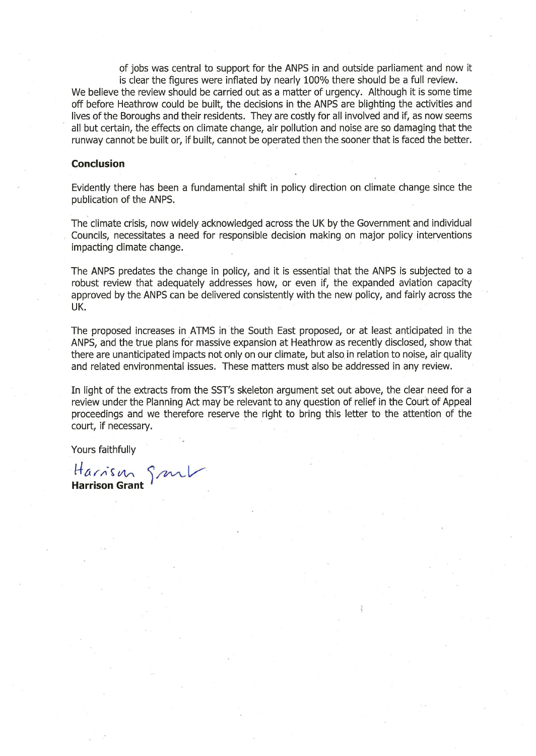of jobs was central to support for the ANPS in and outside parliament and now it is clear the figures were inflated by nearly 100% there should be a full review.

We believe the review should be carried out as a matter of urgency. Although it is some time off before Heathrow could be built, the decisions in the ANPS are blighting the activities and lives of the Boroughs and their residents. They are costly for all involved and if, as now seems all but certain, the effects on climate change, air pollution and noise are so damaging that the runway cannot be built or, if built, cannot be operated then the sooner that is faced the better.

**Conclusion**

Evidently there has been a fundamental shift in policy direction on climate change since the publication of the ANPS.

The climate crisis, now widely acknowledged across the UK by the Government and individual Councils, necessitates a need for responsible decision making on major policy interventions impacting climate change.

The ANPS predates the change in policy, and it is essential that the ANPS is subjected to a robust review that adequately addresses how, or even if, the expanded aviation capacity approved by the ANPS can be delivered consistently with the new policy, and fairly across the UK.

The proposed increases in ATMS in the South East proposed, or at least anticipated in the ANPS, and the true plans for massive expansion at Heathrow as recently disclosed, show that there are unanticipated impacts not only on our climate, but also in relation to noise, air quality and related environmental issues. These matters must also be addressed in any review.

In light of the extracts from the SST's skeleton argument set out above, the clear need for a review under the Planning Act may be relevant to any question of relief in the Court of Appeal proceedings and we therefore reserve the right to bring this letter to the attention of the court, if necessary.

Yours faithfully

Harrison Grant

**Harrison Grant**